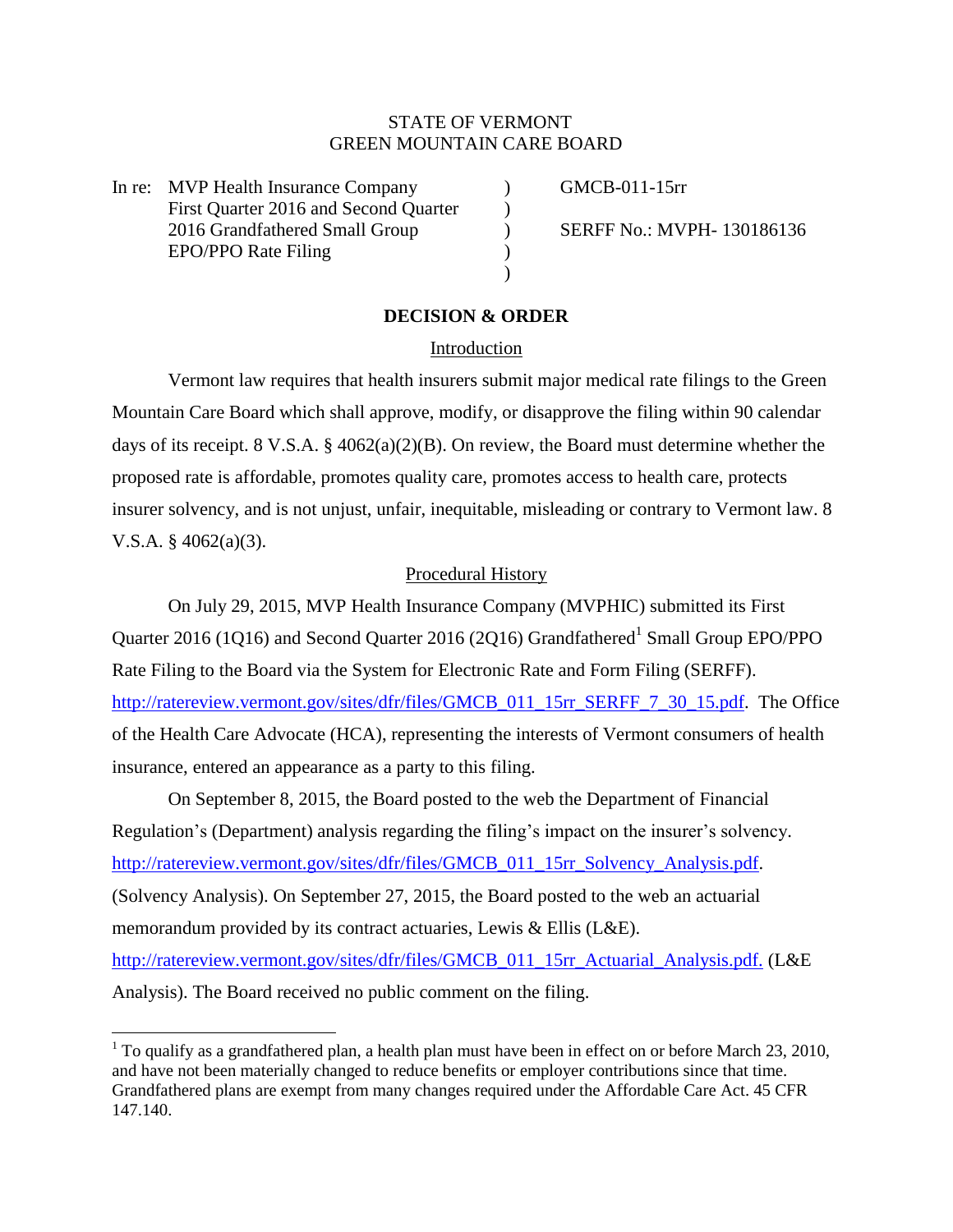STATE OF VERMONT
GREEN MOUNTAIN CARE BOARD

| In re: MVP Health Insurance Company First Quarter 2016 and Second Quarter 2016 Grandfathered Small Group EPO/PPO Rate Filing | ) | GMCB-011-15rr<br><br>SERFF No.: MVPH- 130186136 |
|---|---|---|

## DECISION & ORDER

### Introduction

Vermont law requires that health insurers submit major medical rate filings to the Green Mountain Care Board which shall approve, modify, or disapprove the filing within 90 calendar days of its receipt. 8 V.S.A. § 4062(a)(2)(B). On review, the Board must determine whether the proposed rate is affordable, promotes quality care, promotes access to health care, protects insurer solvency, and is not unjust, unfair, inequitable, misleading or contrary to Vermont law. 8 V.S.A. § 4062(a)(3).

### Procedural History

On July 29, 2015, MVP Health Insurance Company (MVPHIC) submitted its First Quarter 2016 (1Q16) and Second Quarter 2016 (2Q16) Grandfathered[1] Small Group EPO/PPO Rate Filing to the Board via the System for Electronic Rate and Form Filing (SERFF). http://ratereview.vermont.gov/sites/dfr/files/GMCB_011_15rr_SERFF_7_30_15.pdf. The Office of the Health Care Advocate (HCA), representing the interests of Vermont consumers of health insurance, entered an appearance as a party to this filing.

On September 8, 2015, the Board posted to the web the Department of Financial Regulation's (Department) analysis regarding the filing's impact on the insurer's solvency. http://ratereview.vermont.gov/sites/dfr/files/GMCB_011_15rr_Solvency_Analysis.pdf. (Solvency Analysis). On September 27, 2015, the Board posted to the web an actuarial memorandum provided by its contract actuaries, Lewis & Ellis (L&E). http://ratereview.vermont.gov/sites/dfr/files/GMCB_011_15rr_Actuarial_Analysis.pdf. (L&E Analysis). The Board received no public comment on the filing.

---

[1] To qualify as a grandfathered plan, a health plan must have been in effect on or before March 23, 2010, and have not been materially changed to reduce benefits or employer contributions since that time. Grandfathered plans are exempt from many changes required under the Affordable Care Act. 45 CFR 147.140.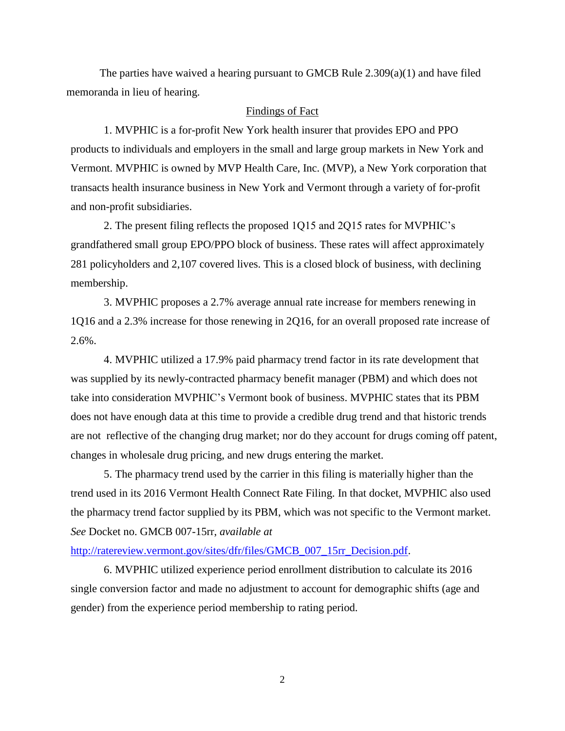The parties have waived a hearing pursuant to GMCB Rule 2.309(a)(1) and have filed memoranda in lieu of hearing.

Findings of Fact

1. MVPHIC is a for-profit New York health insurer that provides EPO and PPO products to individuals and employers in the small and large group markets in New York and Vermont. MVPHIC is owned by MVP Health Care, Inc. (MVP), a New York corporation that transacts health insurance business in New York and Vermont through a variety of for-profit and non-profit subsidiaries.

2. The present filing reflects the proposed 1Q15 and 2Q15 rates for MVPHIC's grandfathered small group EPO/PPO block of business. These rates will affect approximately 281 policyholders and 2,107 covered lives. This is a closed block of business, with declining membership.

3. MVPHIC proposes a 2.7% average annual rate increase for members renewing in 1Q16 and a 2.3% increase for those renewing in 2Q16, for an overall proposed rate increase of 2.6%.

4. MVPHIC utilized a 17.9% paid pharmacy trend factor in its rate development that was supplied by its newly-contracted pharmacy benefit manager (PBM) and which does not take into consideration MVPHIC's Vermont book of business. MVPHIC states that its PBM does not have enough data at this time to provide a credible drug trend and that historic trends are not reflective of the changing drug market; nor do they account for drugs coming off patent, changes in wholesale drug pricing, and new drugs entering the market.

5. The pharmacy trend used by the carrier in this filing is materially higher than the trend used in its 2016 Vermont Health Connect Rate Filing. In that docket, MVPHIC also used the pharmacy trend factor supplied by its PBM, which was not specific to the Vermont market. *See* Docket no. GMCB 007-15rr, *available at* [http://ratereview.vermont.gov/sites/dfr/files/GMCB_007_15rr_Decision.pdf](http://ratereview.vermont.gov/sites/dfr/files/GMCB_007_15rr_Decision.pdf).

6. MVPHIC utilized experience period enrollment distribution to calculate its 2016 single conversion factor and made no adjustment to account for demographic shifts (age and gender) from the experience period membership to rating period.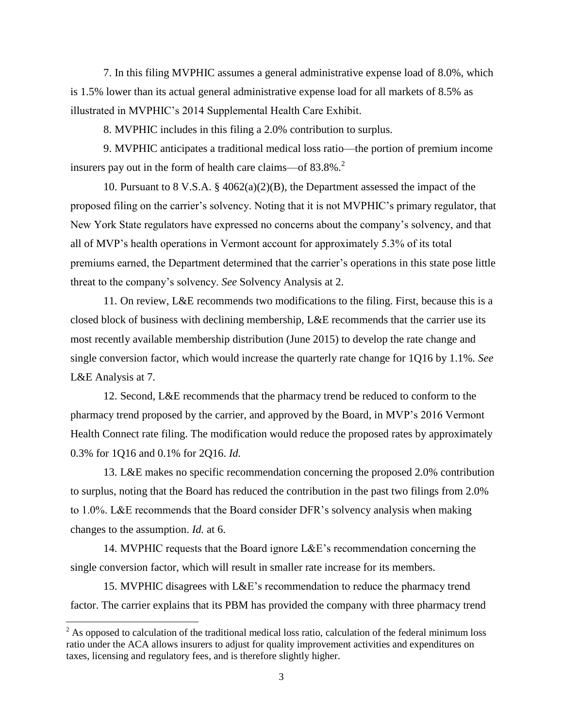7. In this filing MVPHIC assumes a general administrative expense load of 8.0%, which is 1.5% lower than its actual general administrative expense load for all markets of 8.5% as illustrated in MVPHIC's 2014 Supplemental Health Care Exhibit.

8. MVPHIC includes in this filing a 2.0% contribution to surplus.

9. MVPHIC anticipates a traditional medical loss ratio—the portion of premium income insurers pay out in the form of health care claims—of 83.8%.[2]

10. Pursuant to 8 V.S.A. § 4062(a)(2)(B), the Department assessed the impact of the proposed filing on the carrier's solvency. Noting that it is not MVPHIC's primary regulator, that New York State regulators have expressed no concerns about the company's solvency, and that all of MVP's health operations in Vermont account for approximately 5.3% of its total premiums earned, the Department determined that the carrier's operations in this state pose little threat to the company's solvency. *See* Solvency Analysis at 2.

11. On review, L&E recommends two modifications to the filing. First, because this is a closed block of business with declining membership, L&E recommends that the carrier use its most recently available membership distribution (June 2015) to develop the rate change and single conversion factor, which would increase the quarterly rate change for 1Q16 by 1.1%. *See* L&E Analysis at 7.

12. Second, L&E recommends that the pharmacy trend be reduced to conform to the pharmacy trend proposed by the carrier, and approved by the Board, in MVP's 2016 Vermont Health Connect rate filing. The modification would reduce the proposed rates by approximately 0.3% for 1Q16 and 0.1% for 2Q16. *Id.*

13. L&E makes no specific recommendation concerning the proposed 2.0% contribution to surplus, noting that the Board has reduced the contribution in the past two filings from 2.0% to 1.0%. L&E recommends that the Board consider DFR's solvency analysis when making changes to the assumption. *Id.* at 6.

14. MVPHIC requests that the Board ignore L&E's recommendation concerning the single conversion factor, which will result in smaller rate increase for its members.

15. MVPHIC disagrees with L&E's recommendation to reduce the pharmacy trend factor. The carrier explains that its PBM has provided the company with three pharmacy trend

[2] As opposed to calculation of the traditional medical loss ratio, calculation of the federal minimum loss ratio under the ACA allows insurers to adjust for quality improvement activities and expenditures on taxes, licensing and regulatory fees, and is therefore slightly higher.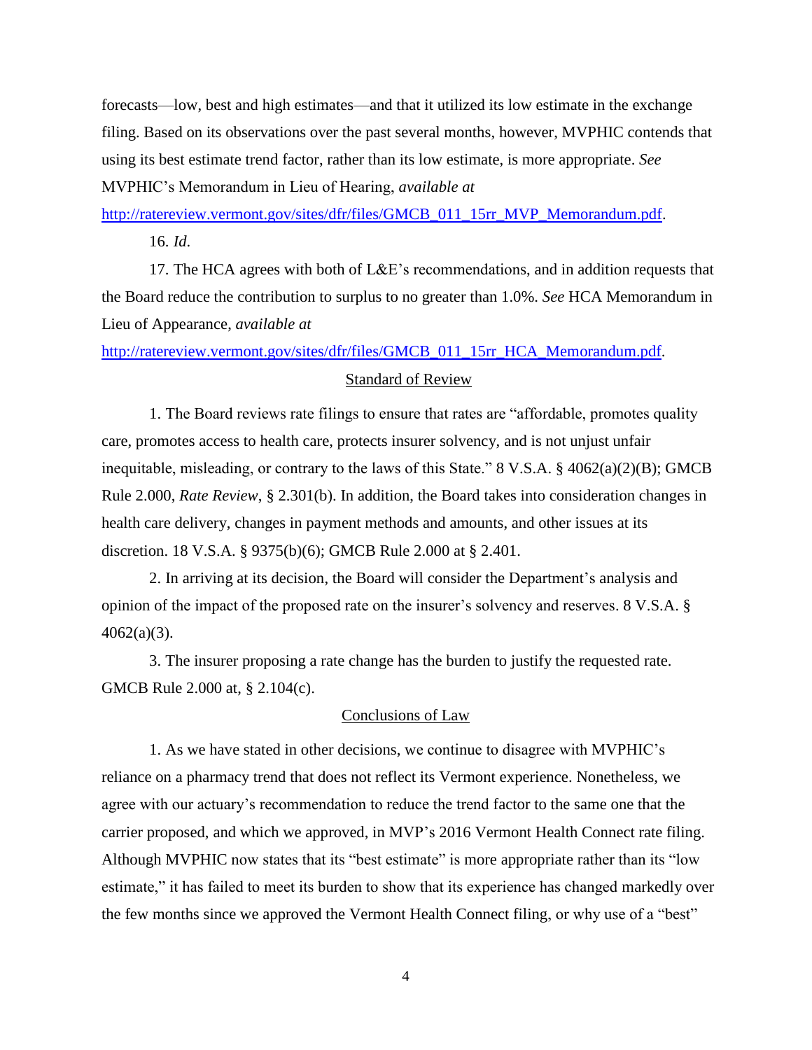forecasts—low, best and high estimates—and that it utilized its low estimate in the exchange filing. Based on its observations over the past several months, however, MVPHIC contends that using its best estimate trend factor, rather than its low estimate, is more appropriate. *See* MVPHIC's Memorandum in Lieu of Hearing, *available at* [http://ratereview.vermont.gov/sites/dfr/files/GMCB_011_15rr_MVP_Memorandum.pdf](http://ratereview.vermont.gov/sites/dfr/files/GMCB_011_15rr_MVP_Memorandum.pdf).

16. *Id*.

17. The HCA agrees with both of L&E's recommendations, and in addition requests that the Board reduce the contribution to surplus to no greater than 1.0%. *See* HCA Memorandum in Lieu of Appearance, *available at* [http://ratereview.vermont.gov/sites/dfr/files/GMCB_011_15rr_HCA_Memorandum.pdf](http://ratereview.vermont.gov/sites/dfr/files/GMCB_011_15rr_HCA_Memorandum.pdf).

## Standard of Review

1. The Board reviews rate filings to ensure that rates are "affordable, promotes quality care, promotes access to health care, protects insurer solvency, and is not unjust unfair inequitable, misleading, or contrary to the laws of this State." 8 V.S.A. § 4062(a)(2)(B); GMCB Rule 2.000, *Rate Review*, § 2.301(b). In addition, the Board takes into consideration changes in health care delivery, changes in payment methods and amounts, and other issues at its discretion. 18 V.S.A. § 9375(b)(6); GMCB Rule 2.000 at § 2.401.

2. In arriving at its decision, the Board will consider the Department's analysis and opinion of the impact of the proposed rate on the insurer's solvency and reserves. 8 V.S.A. § 4062(a)(3).

3. The insurer proposing a rate change has the burden to justify the requested rate. GMCB Rule 2.000 at, § 2.104(c).

## Conclusions of Law

1. As we have stated in other decisions, we continue to disagree with MVPHIC's reliance on a pharmacy trend that does not reflect its Vermont experience. Nonetheless, we agree with our actuary's recommendation to reduce the trend factor to the same one that the carrier proposed, and which we approved, in MVP's 2016 Vermont Health Connect rate filing. Although MVPHIC now states that its "best estimate" is more appropriate rather than its "low estimate," it has failed to meet its burden to show that its experience has changed markedly over the few months since we approved the Vermont Health Connect filing, or why use of a "best"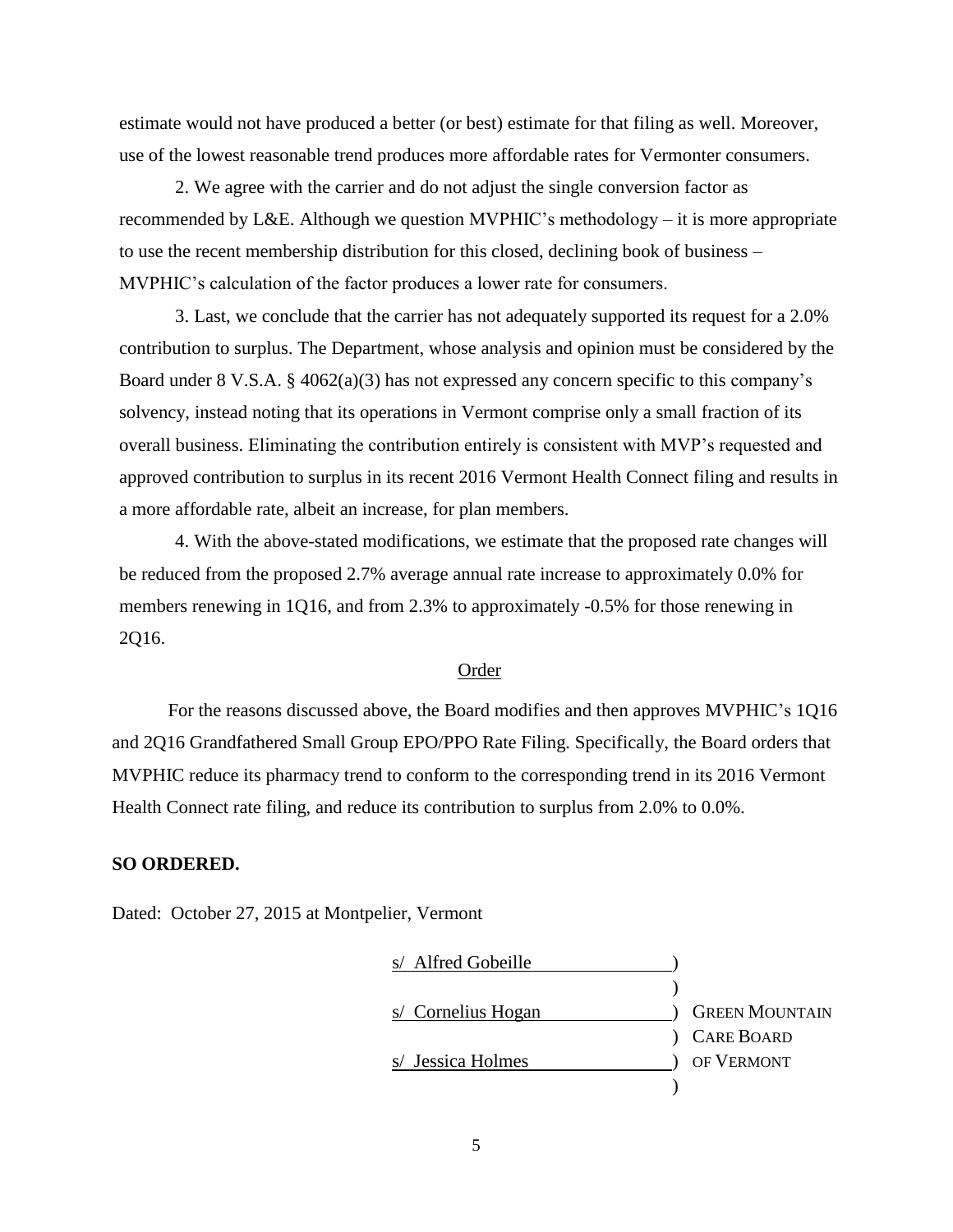estimate would not have produced a better (or best) estimate for that filing as well. Moreover, use of the lowest reasonable trend produces more affordable rates for Vermonter consumers.

2. We agree with the carrier and do not adjust the single conversion factor as recommended by L&E. Although we question MVPHIC's methodology – it is more appropriate to use the recent membership distribution for this closed, declining book of business – MVPHIC's calculation of the factor produces a lower rate for consumers.

3. Last, we conclude that the carrier has not adequately supported its request for a 2.0% contribution to surplus. The Department, whose analysis and opinion must be considered by the Board under 8 V.S.A. § 4062(a)(3) has not expressed any concern specific to this company's solvency, instead noting that its operations in Vermont comprise only a small fraction of its overall business. Eliminating the contribution entirely is consistent with MVP's requested and approved contribution to surplus in its recent 2016 Vermont Health Connect filing and results in a more affordable rate, albeit an increase, for plan members.

4. With the above-stated modifications, we estimate that the proposed rate changes will be reduced from the proposed 2.7% average annual rate increase to approximately 0.0% for members renewing in 1Q16, and from 2.3% to approximately -0.5% for those renewing in 2Q16.

## Order

For the reasons discussed above, the Board modifies and then approves MVPHIC's 1Q16 and 2Q16 Grandfathered Small Group EPO/PPO Rate Filing. Specifically, the Board orders that MVPHIC reduce its pharmacy trend to conform to the corresponding trend in its 2016 Vermont Health Connect rate filing, and reduce its contribution to surplus from 2.0% to 0.0%.

**SO ORDERED.**

Dated: October 27, 2015 at Montpelier, Vermont

s/ Alfred Gobeille )
)
s/ Cornelius Hogan ) GREEN MOUNTAIN
) CARE BOARD
s/ Jessica Holmes ) OF VERMONT
)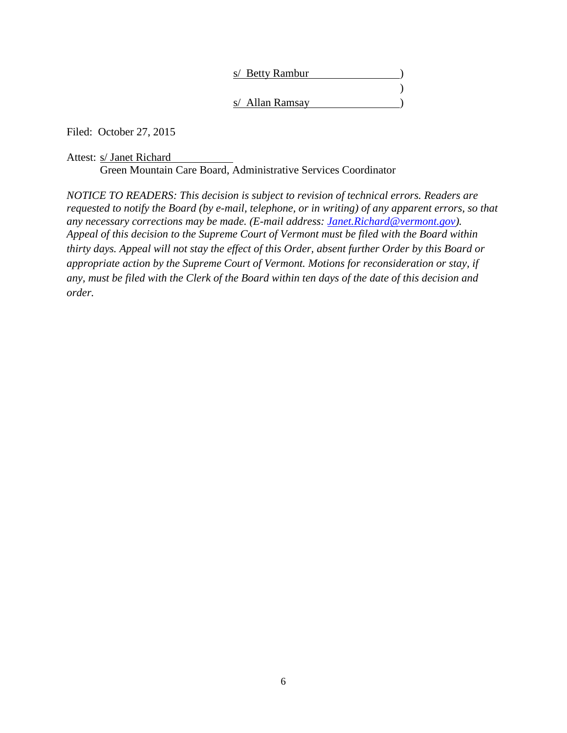s/ Betty Rambur )
)
s/ Allan Ramsay )

Filed: October 27, 2015

Attest: s/ Janet Richard
Green Mountain Care Board, Administrative Services Coordinator

*NOTICE TO READERS: This decision is subject to revision of technical errors. Readers are requested to notify the Board (by e-mail, telephone, or in writing) of any apparent errors, so that any necessary corrections may be made. (E-mail address: [Janet.Richard@vermont.gov](mailto:Janet.Richard@vermont.gov)). Appeal of this decision to the Supreme Court of Vermont must be filed with the Board within thirty days. Appeal will not stay the effect of this Order, absent further Order by this Board or appropriate action by the Supreme Court of Vermont. Motions for reconsideration or stay, if any, must be filed with the Clerk of the Board within ten days of the date of this decision and order.*